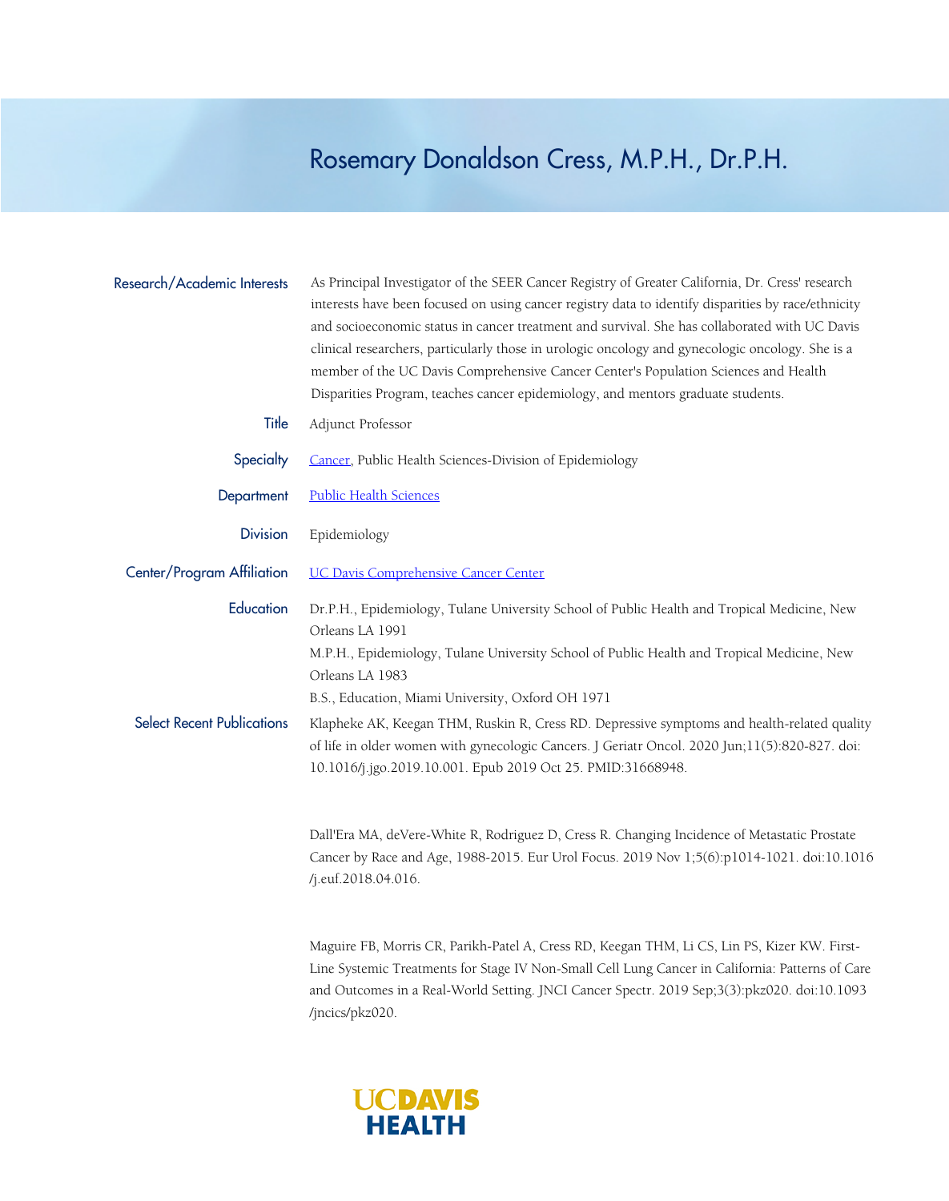# Rosemary Donaldson Cress, M.P.H., Dr.P.H.

**Research/Academic Interests**

As Principal Investigator of the SEER Cancer Registry of Greater California, Dr. Cress' research interests have been focused on using cancer registry data to identify disparities by race/ethnicity and socioeconomic status in cancer treatment and survival. She has collaborated with UC Davis clinical researchers, particularly those in urologic oncology and gynecologic oncology. She is a member of the UC Davis Comprehensive Cancer Center's Population Sciences and Health Disparities Program, teaches cancer epidemiology, and mentors graduate students.

**Title**

Adjunct Professor

**Specialty**

Cancer, Public Health Sciences-Division of Epidemiology

**Department**

Public Health Sciences

**Division**

Epidemiology

**Center/Program Affiliation**

UC Davis Comprehensive Cancer Center

**Education**

Dr.P.H., Epidemiology, Tulane University School of Public Health and Tropical Medicine, New Orleans LA 1991

M.P.H., Epidemiology, Tulane University School of Public Health and Tropical Medicine, New Orleans LA 1983

B.S., Education, Miami University, Oxford OH 1971

**Select Recent Publications**

Klapheke AK, Keegan THM, Ruskin R, Cress RD. Depressive symptoms and health-related quality of life in older women with gynecologic Cancers. J Geriatr Oncol. 2020 Jun;11(5):820-827. doi: 10.1016/j.jgo.2019.10.001. Epub 2019 Oct 25. PMID:31668948.

Dall'Era MA, deVere-White R, Rodriguez D, Cress R. Changing Incidence of Metastatic Prostate Cancer by Race and Age, 1988-2015. Eur Urol Focus. 2019 Nov 1;5(6):p1014-1021. doi:10.1016/j.euf.2018.04.016.

Maguire FB, Morris CR, Parikh-Patel A, Cress RD, Keegan THM, Li CS, Lin PS, Kizer KW. First-Line Systemic Treatments for Stage IV Non-Small Cell Lung Cancer in California: Patterns of Care and Outcomes in a Real-World Setting. JNCI Cancer Spectr. 2019 Sep;3(3):pkz020. doi:10.1093/jncics/pkz020.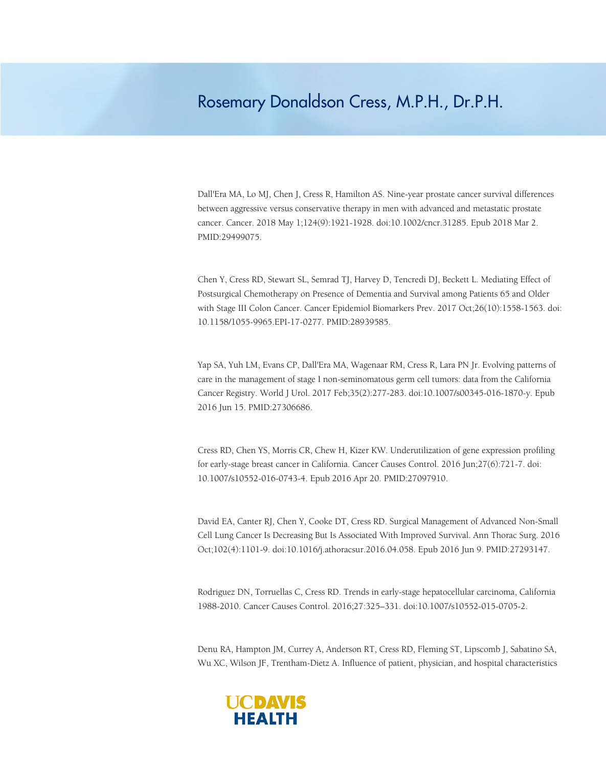# Rosemary Donaldson Cress, M.P.H., Dr.P.H.

Dall'Era MA, Lo MJ, Chen J, Cress R, Hamilton AS. Nine-year prostate cancer survival differences between aggressive versus conservative therapy in men with advanced and metastatic prostate cancer. Cancer. 2018 May 1;124(9):1921-1928. doi:10.1002/cncr.31285. Epub 2018 Mar 2. PMID:29499075.

Chen Y, Cress RD, Stewart SL, Semrad TJ, Harvey D, Tencredi DJ, Beckett L. Mediating Effect of Postsurgical Chemotherapy on Presence of Dementia and Survival among Patients 65 and Older with Stage III Colon Cancer. Cancer Epidemiol Biomarkers Prev. 2017 Oct;26(10):1558-1563. doi: 10.1158/1055-9965.EPI-17-0277. PMID:28939585.

Yap SA, Yuh LM, Evans CP, Dall'Era MA, Wagenaar RM, Cress R, Lara PN Jr. Evolving patterns of care in the management of stage I non-seminomatous germ cell tumors: data from the California Cancer Registry. World J Urol. 2017 Feb;35(2):277-283. doi:10.1007/s00345-016-1870-y. Epub 2016 Jun 15. PMID:27306686.

Cress RD, Chen YS, Morris CR, Chew H, Kizer KW. Underutilization of gene expression profiling for early-stage breast cancer in California. Cancer Causes Control. 2016 Jun;27(6):721-7. doi: 10.1007/s10552-016-0743-4. Epub 2016 Apr 20. PMID:27097910.

David EA, Canter RJ, Chen Y, Cooke DT, Cress RD. Surgical Management of Advanced Non-Small Cell Lung Cancer Is Decreasing But Is Associated With Improved Survival. Ann Thorac Surg. 2016 Oct;102(4):1101-9. doi:10.1016/j.athoracsur.2016.04.058. Epub 2016 Jun 9. PMID:27293147.

Rodriguez DN, Torruellas C, Cress RD. Trends in early-stage hepatocellular carcinoma, California 1988-2010. Cancer Causes Control. 2016;27:325–331. doi:10.1007/s10552-015-0705-2.

Denu RA, Hampton JM, Currey A, Anderson RT, Cress RD, Fleming ST, Lipscomb J, Sabatino SA, Wu XC, Wilson JF, Trentham-Dietz A. Influence of patient, physician, and hospital characteristics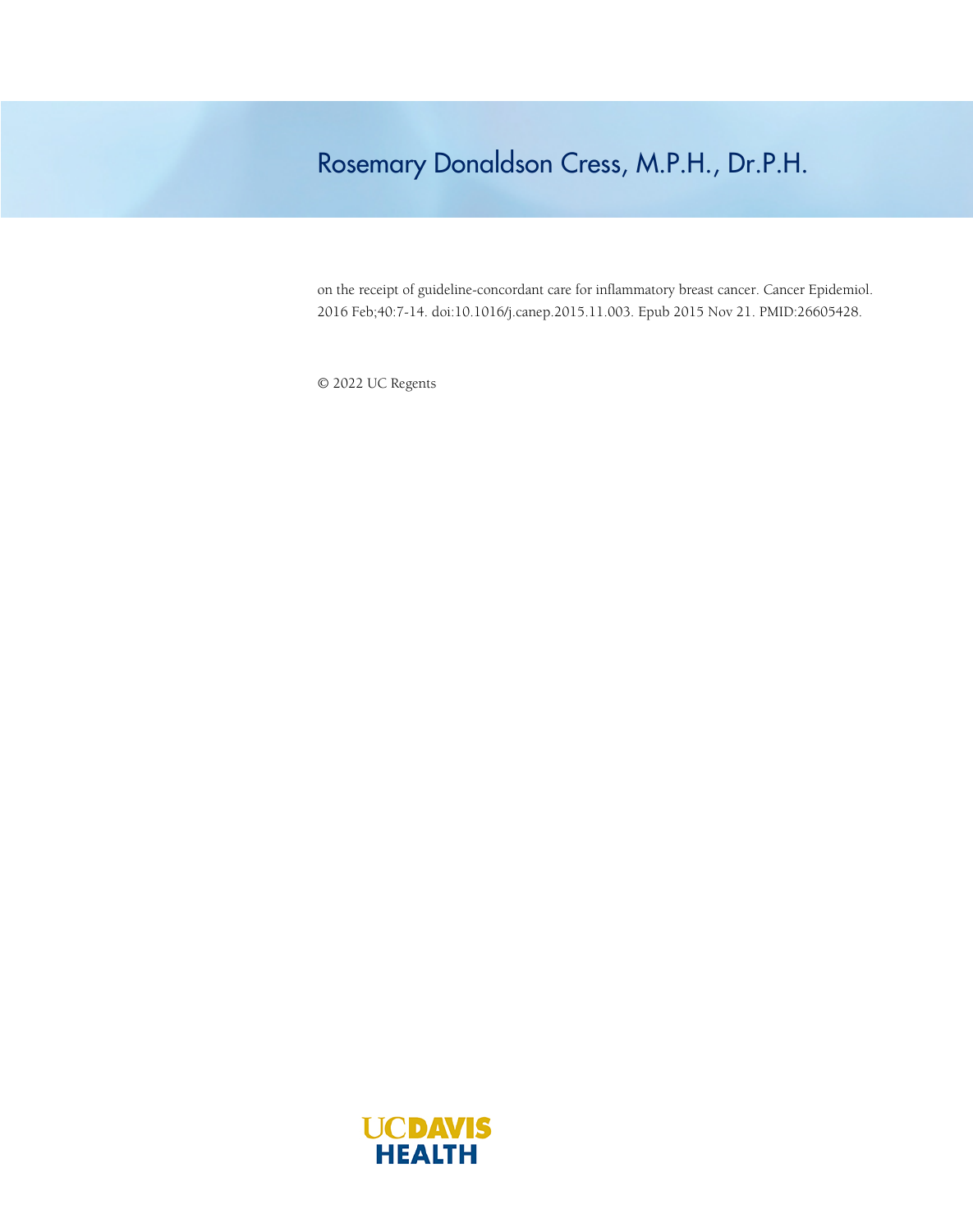on the receipt of guideline-concordant care for inflammatory breast cancer. Cancer Epidemiol. 2016 Feb;40:7-14. doi:10.1016/j.canep.2015.11.003. Epub 2015 Nov 21. PMID:26605428.

© 2022 UC Regents